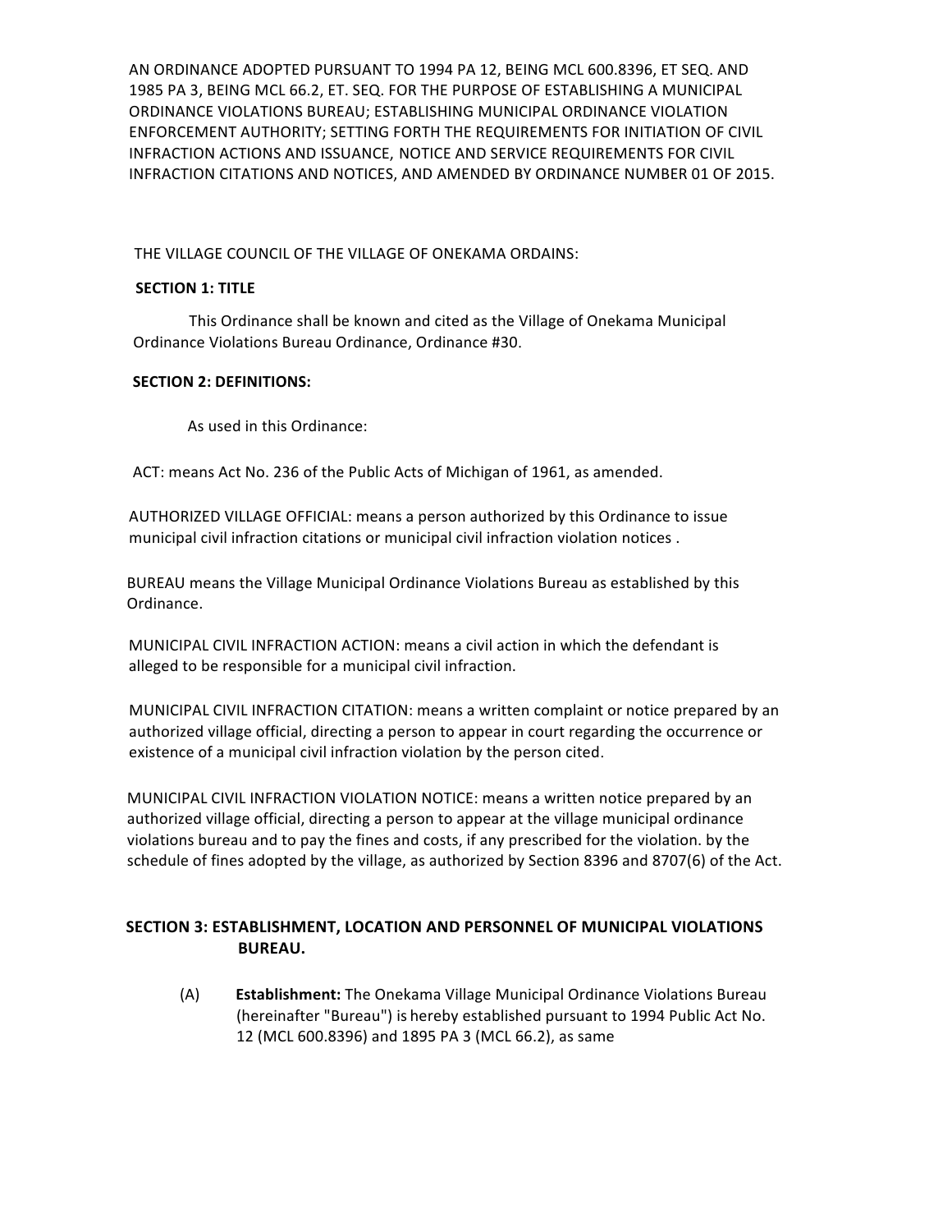AN ORDINANCE ADOPTED PURSUANT TO 1994 PA 12, BEING MCL 600.8396, ET SEQ. AND 1985 PA 3, BEING MCL 66.2, ET. SEQ. FOR THE PURPOSE OF ESTABLISHING A MUNICIPAL ORDINANCE VIOLATIONS BUREAU; ESTABLISHING MUNICIPAL ORDINANCE VIOLATION ENFORCEMENT AUTHORITY; SETTING FORTH THE REQUIREMENTS FOR INITIATION OF CIVIL INFRACTION ACTIONS AND ISSUANCE, NOTICE AND SERVICE REQUIREMENTS FOR CIVIL INFRACTION CITATIONS AND NOTICES, AND AMENDED BY ORDINANCE NUMBER 01 OF 2015.

THE VILLAGE COUNCIL OF THE VILLAGE OF ONEKAMA ORDAINS:

**SECTION 1: TITLE**

This Ordinance shall be known and cited as the Village of Onekama Municipal Ordinance Violations Bureau Ordinance, Ordinance #30.

**SECTION 2: DEFINITIONS:**

As used in this Ordinance:

ACT: means Act No. 236 of the Public Acts of Michigan of 1961, as amended.

AUTHORIZED VILLAGE OFFICIAL: means a person authorized by this Ordinance to issue municipal civil infraction citations or municipal civil infraction violation notices .

BUREAU means the Village Municipal Ordinance Violations Bureau as established by this Ordinance.

MUNICIPAL CIVIL INFRACTION ACTION: means a civil action in which the defendant is alleged to be responsible for a municipal civil infraction.

MUNICIPAL CIVIL INFRACTION CITATION: means a written complaint or notice prepared by an authorized village official, directing a person to appear in court regarding the occurrence or existence of a municipal civil infraction violation by the person cited.

MUNICIPAL CIVIL INFRACTION VIOLATION NOTICE: means a written notice prepared by an authorized village official, directing a person to appear at the village municipal ordinance violations bureau and to pay the fines and costs, if any prescribed for the violation. by the schedule of fines adopted by the village, as authorized by Section 8396 and 8707(6) of the Act.

**SECTION 3: ESTABLISHMENT, LOCATION AND PERSONNEL OF MUNICIPAL VIOLATIONS BUREAU.**

(A) **Establishment:** The Onekama Village Municipal Ordinance Violations Bureau (hereinafter "Bureau") is hereby established pursuant to 1994 Public Act No. 12 (MCL 600.8396) and 1895 PA 3 (MCL 66.2), as same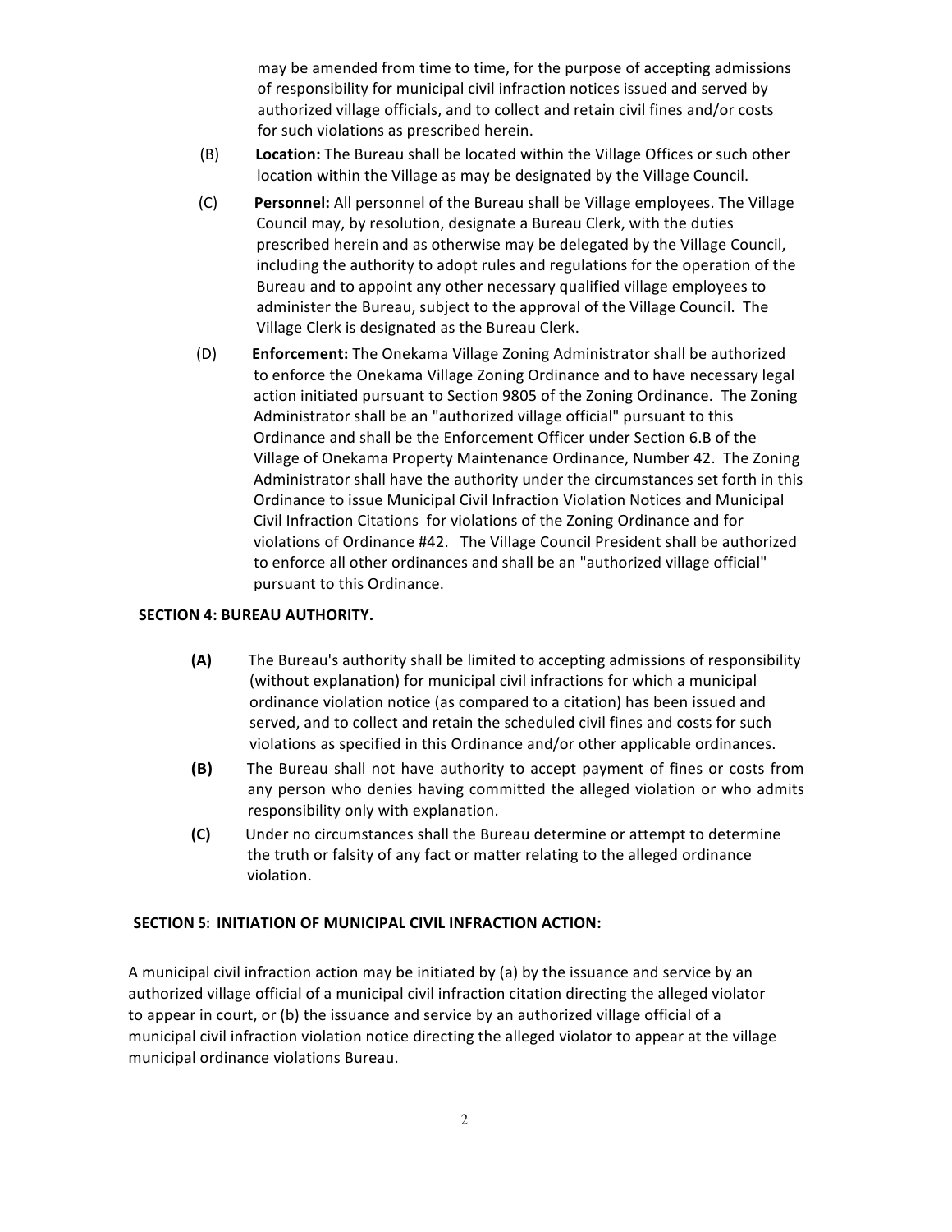may be amended from time to time, for the purpose of accepting admissions of responsibility for municipal civil infraction notices issued and served by authorized village officials, and to collect and retain civil fines and/or costs for such violations as prescribed herein.

(B) **Location:** The Bureau shall be located within the Village Offices or such other location within the Village as may be designated by the Village Council.

(C) **Personnel:** All personnel of the Bureau shall be Village employees. The Village Council may, by resolution, designate a Bureau Clerk, with the duties prescribed herein and as otherwise may be delegated by the Village Council, including the authority to adopt rules and regulations for the operation of the Bureau and to appoint any other necessary qualified village employees to administer the Bureau, subject to the approval of the Village Council. The Village Clerk is designated as the Bureau Clerk.

(D) **Enforcement:** The Onekama Village Zoning Administrator shall be authorized to enforce the Onekama Village Zoning Ordinance and to have necessary legal action initiated pursuant to Section 9805 of the Zoning Ordinance. The Zoning Administrator shall be an "authorized village official" pursuant to this Ordinance and shall be the Enforcement Officer under Section 6.B of the Village of Onekama Property Maintenance Ordinance, Number 42. The Zoning Administrator shall have the authority under the circumstances set forth in this Ordinance to issue Municipal Civil Infraction Violation Notices and Municipal Civil Infraction Citations for violations of the Zoning Ordinance and for violations of Ordinance #42. The Village Council President shall be authorized to enforce all other ordinances and shall be an "authorized village official" pursuant to this Ordinance.

**SECTION 4: BUREAU AUTHORITY.**

**(A)** The Bureau's authority shall be limited to accepting admissions of responsibility (without explanation) for municipal civil infractions for which a municipal ordinance violation notice (as compared to a citation) has been issued and served, and to collect and retain the scheduled civil fines and costs for such violations as specified in this Ordinance and/or other applicable ordinances.

**(B)** The Bureau shall not have authority to accept payment of fines or costs from any person who denies having committed the alleged violation or who admits responsibility only with explanation.

**(C)** Under no circumstances shall the Bureau determine or attempt to determine the truth or falsity of any fact or matter relating to the alleged ordinance violation.

**SECTION 5: INITIATION OF MUNICIPAL CIVIL INFRACTION ACTION:**

A municipal civil infraction action may be initiated by (a) by the issuance and service by an authorized village official of a municipal civil infraction citation directing the alleged violator to appear in court, or (b) the issuance and service by an authorized village official of a municipal civil infraction violation notice directing the alleged violator to appear at the village municipal ordinance violations Bureau.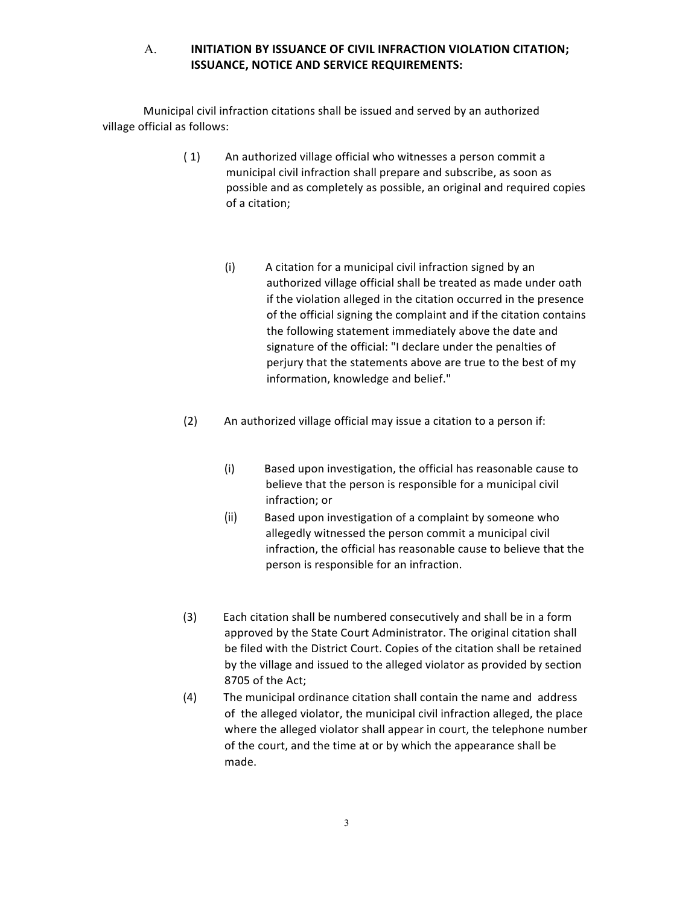### A. INITIATION BY ISSUANCE OF CIVIL INFRACTION VIOLATION CITATION; ISSUANCE, NOTICE AND SERVICE REQUIREMENTS:

Municipal civil infraction citations shall be issued and served by an authorized village official as follows:

(1) An authorized village official who witnesses a person commit a municipal civil infraction shall prepare and subscribe, as soon as possible and as completely as possible, an original and required copies of a citation;

(i) A citation for a municipal civil infraction signed by an authorized village official shall be treated as made under oath if the violation alleged in the citation occurred in the presence of the official signing the complaint and if the citation contains the following statement immediately above the date and signature of the official: "I declare under the penalties of perjury that the statements above are true to the best of my information, knowledge and belief."

(2) An authorized village official may issue a citation to a person if:

(i) Based upon investigation, the official has reasonable cause to believe that the person is responsible for a municipal civil infraction; or

(ii) Based upon investigation of a complaint by someone who allegedly witnessed the person commit a municipal civil infraction, the official has reasonable cause to believe that the person is responsible for an infraction.

(3) Each citation shall be numbered consecutively and shall be in a form approved by the State Court Administrator. The original citation shall be filed with the District Court. Copies of the citation shall be retained by the village and issued to the alleged violator as provided by section 8705 of the Act;

(4) The municipal ordinance citation shall contain the name and address of the alleged violator, the municipal civil infraction alleged, the place where the alleged violator shall appear in court, the telephone number of the court, and the time at or by which the appearance shall be made.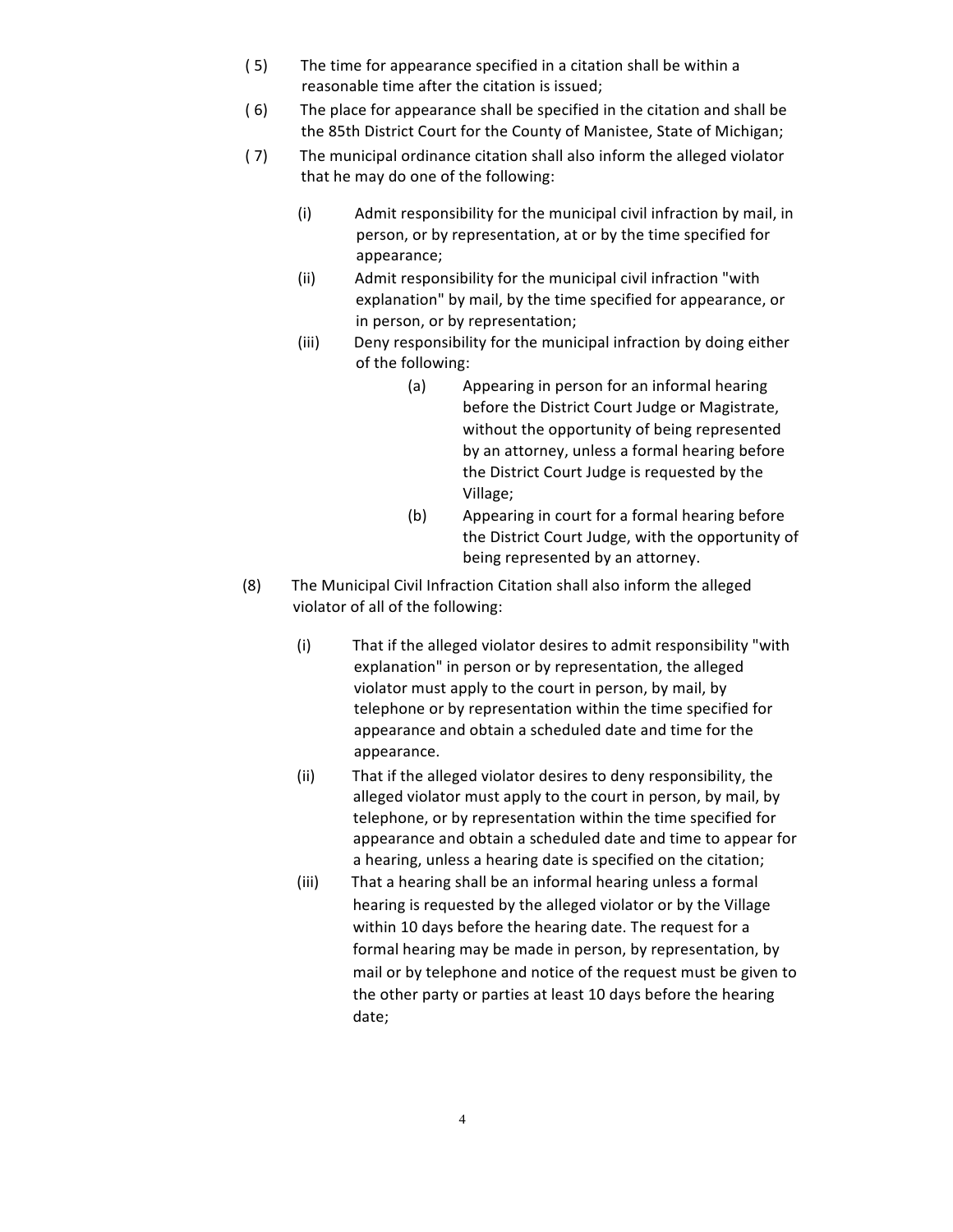( 5) The time for appearance specified in a citation shall be within a reasonable time after the citation is issued;

( 6) The place for appearance shall be specified in the citation and shall be the 85th District Court for the County of Manistee, State of Michigan;

( 7) The municipal ordinance citation shall also inform the alleged violator that he may do one of the following:

  (i) Admit responsibility for the municipal civil infraction by mail, in person, or by representation, at or by the time specified for appearance;

  (ii) Admit responsibility for the municipal civil infraction "with explanation" by mail, by the time specified for appearance, or in person, or by representation;

  (iii) Deny responsibility for the municipal infraction by doing either of the following:

    (a) Appearing in person for an informal hearing before the District Court Judge or Magistrate, without the opportunity of being represented by an attorney, unless a formal hearing before the District Court Judge is requested by the Village;

    (b) Appearing in court for a formal hearing before the District Court Judge, with the opportunity of being represented by an attorney.

(8) The Municipal Civil Infraction Citation shall also inform the alleged violator of all of the following:

  (i) That if the alleged violator desires to admit responsibility "with explanation" in person or by representation, the alleged violator must apply to the court in person, by mail, by telephone or by representation within the time specified for appearance and obtain a scheduled date and time for the appearance.

  (ii) That if the alleged violator desires to deny responsibility, the alleged violator must apply to the court in person, by mail, by telephone, or by representation within the time specified for appearance and obtain a scheduled date and time to appear for a hearing, unless a hearing date is specified on the citation;

  (iii) That a hearing shall be an informal hearing unless a formal hearing is requested by the alleged violator or by the Village within 10 days before the hearing date. The request for a formal hearing may be made in person, by representation, by mail or by telephone and notice of the request must be given to the other party or parties at least 10 days before the hearing date;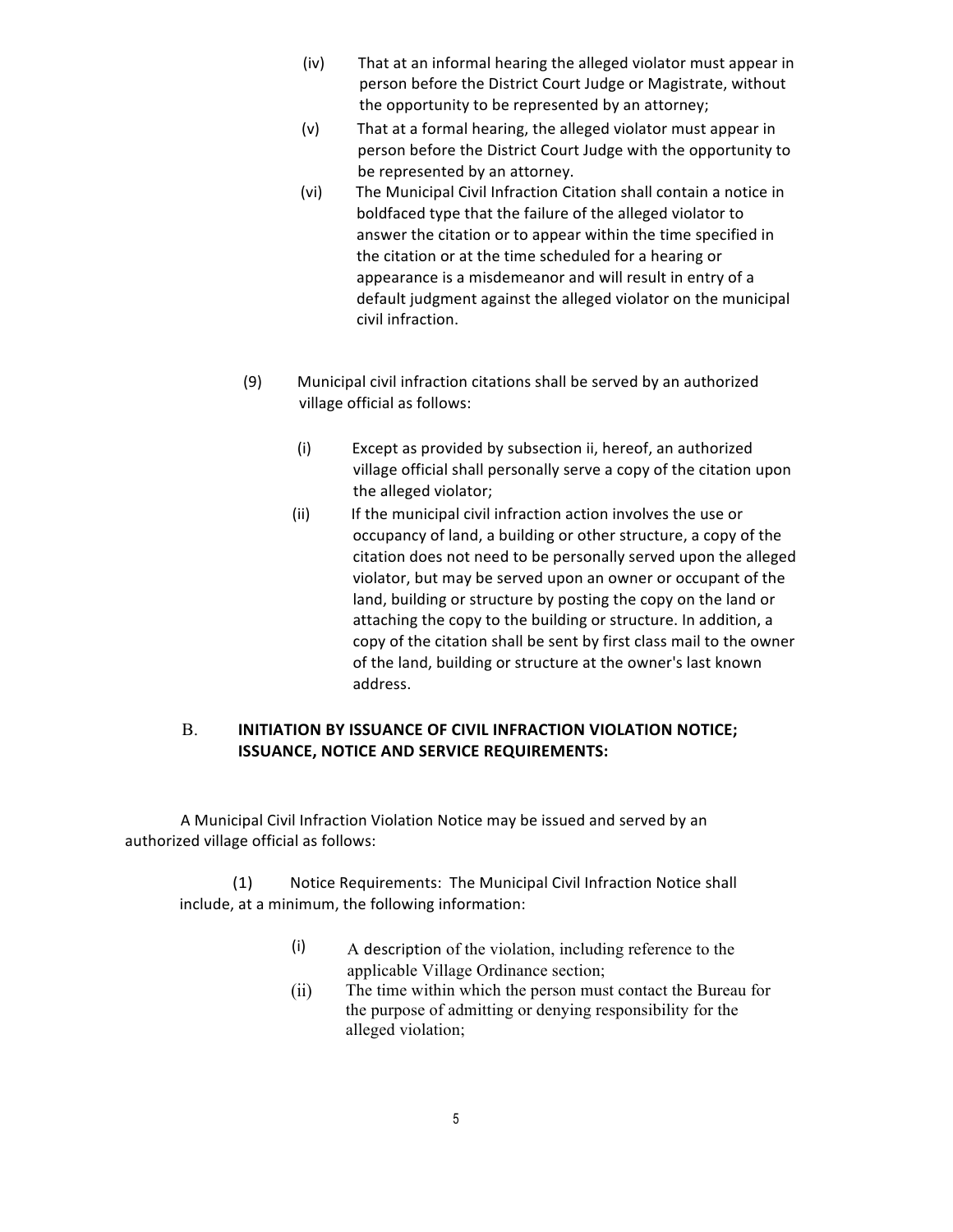(iv) That at an informal hearing the alleged violator must appear in person before the District Court Judge or Magistrate, without the opportunity to be represented by an attorney;

(v) That at a formal hearing, the alleged violator must appear in person before the District Court Judge with the opportunity to be represented by an attorney.

(vi) The Municipal Civil Infraction Citation shall contain a notice in boldfaced type that the failure of the alleged violator to answer the citation or to appear within the time specified in the citation or at the time scheduled for a hearing or appearance is a misdemeanor and will result in entry of a default judgment against the alleged violator on the municipal civil infraction.

(9) Municipal civil infraction citations shall be served by an authorized village official as follows:

(i) Except as provided by subsection ii, hereof, an authorized village official shall personally serve a copy of the citation upon the alleged violator;

(ii) If the municipal civil infraction action involves the use or occupancy of land, a building or other structure, a copy of the citation does not need to be personally served upon the alleged violator, but may be served upon an owner or occupant of the land, building or structure by posting the copy on the land or attaching the copy to the building or structure. In addition, a copy of the citation shall be sent by first class mail to the owner of the land, building or structure at the owner's last known address.

## B. INITIATION BY ISSUANCE OF CIVIL INFRACTION VIOLATION NOTICE; ISSUANCE, NOTICE AND SERVICE REQUIREMENTS:

A Municipal Civil Infraction Violation Notice may be issued and served by an authorized village official as follows:

(1) Notice Requirements: The Municipal Civil Infraction Notice shall include, at a minimum, the following information:

(i) A description of the violation, including reference to the applicable Village Ordinance section;

(ii) The time within which the person must contact the Bureau for the purpose of admitting or denying responsibility for the alleged violation;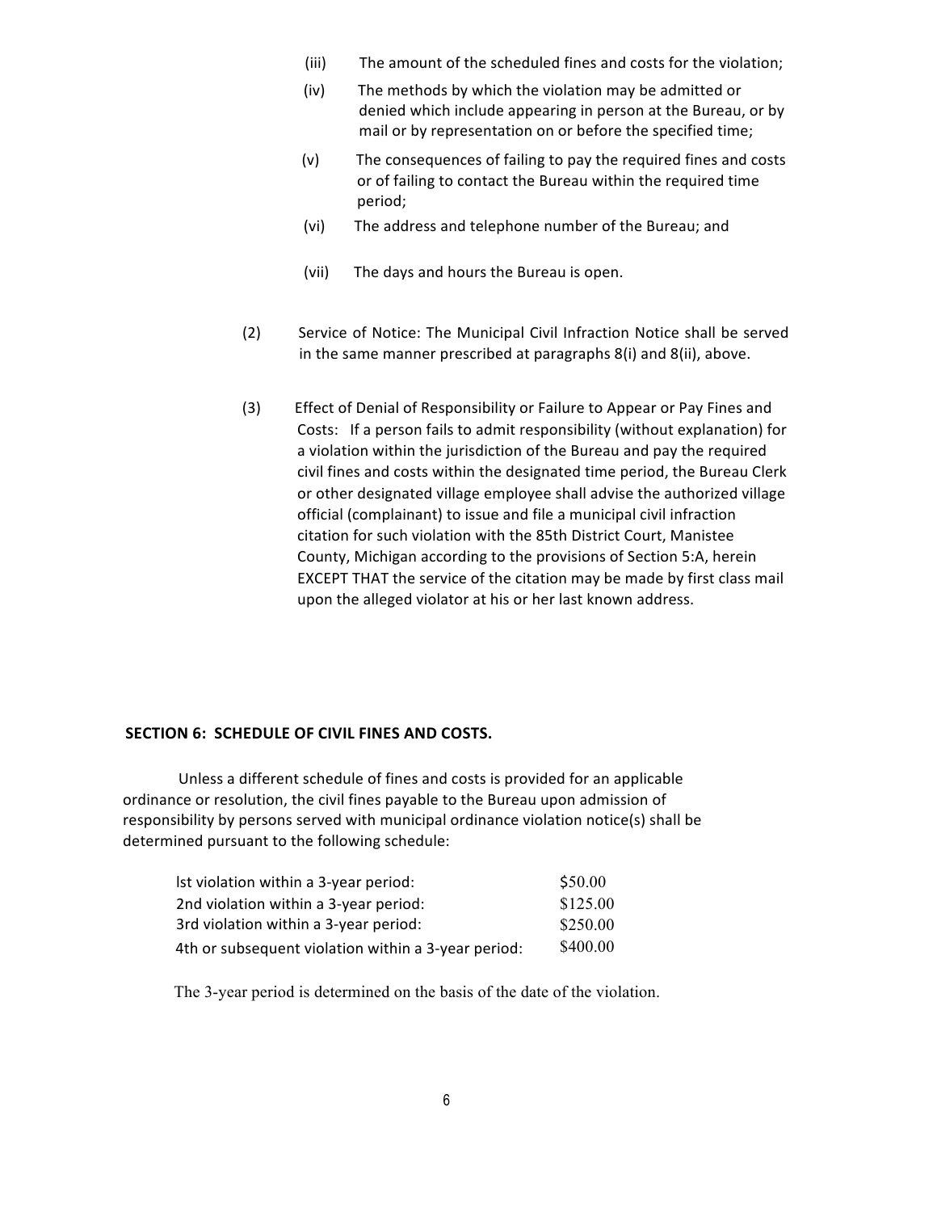(iii) The amount of the scheduled fines and costs for the violation;

(iv) The methods by which the violation may be admitted or denied which include appearing in person at the Bureau, or by mail or by representation on or before the specified time;

(v) The consequences of failing to pay the required fines and costs or of failing to contact the Bureau within the required time period;

(vi) The address and telephone number of the Bureau; and

(vii) The days and hours the Bureau is open.

(2) Service of Notice: The Municipal Civil Infraction Notice shall be served in the same manner prescribed at paragraphs 8(i) and 8(ii), above.

(3) Effect of Denial of Responsibility or Failure to Appear or Pay Fines and Costs: If a person fails to admit responsibility (without explanation) for a violation within the jurisdiction of the Bureau and pay the required civil fines and costs within the designated time period, the Bureau Clerk or other designated village employee shall advise the authorized village official (complainant) to issue and file a municipal civil infraction citation for such violation with the 85th District Court, Manistee County, Michigan according to the provisions of Section 5:A, herein EXCEPT THAT the service of the citation may be made by first class mail upon the alleged violator at his or her last known address.

**SECTION 6: SCHEDULE OF CIVIL FINES AND COSTS.**

Unless a different schedule of fines and costs is provided for an applicable ordinance or resolution, the civil fines payable to the Bureau upon admission of responsibility by persons served with municipal ordinance violation notice(s) shall be determined pursuant to the following schedule:

| | |
|---|---|
| lst violation within a 3-year period: | $50.00 |
| 2nd violation within a 3-year period: | $125.00 |
| 3rd violation within a 3-year period: | $250.00 |
| 4th or subsequent violation within a 3-year period: | $400.00 |

The 3-year period is determined on the basis of the date of the violation.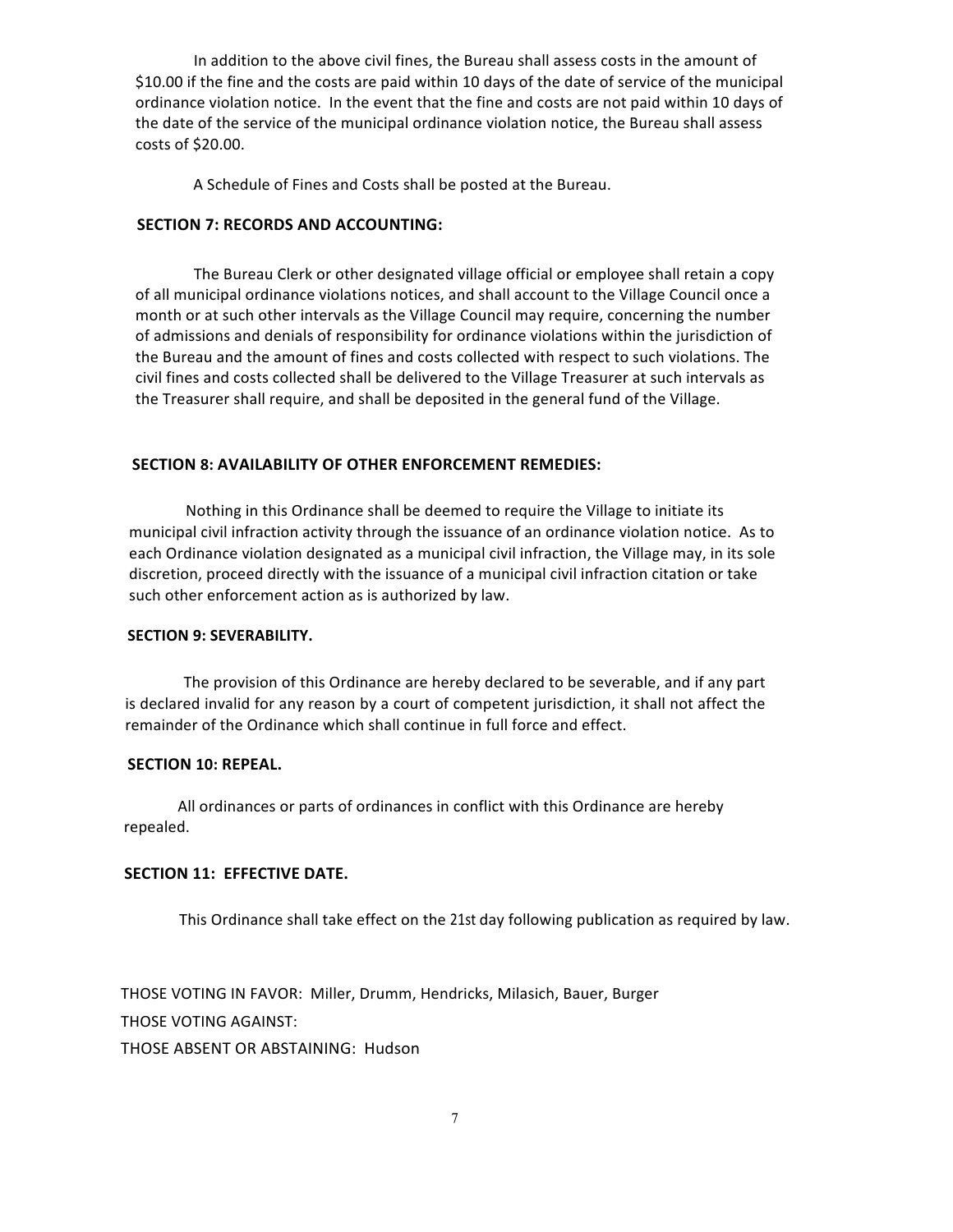In addition to the above civil fines, the Bureau shall assess costs in the amount of $10.00 if the fine and the costs are paid within 10 days of the date of service of the municipal ordinance violation notice. In the event that the fine and costs are not paid within 10 days of the date of the service of the municipal ordinance violation notice, the Bureau shall assess costs of $20.00.

A Schedule of Fines and Costs shall be posted at the Bureau.

**SECTION 7: RECORDS AND ACCOUNTING:**

The Bureau Clerk or other designated village official or employee shall retain a copy of all municipal ordinance violations notices, and shall account to the Village Council once a month or at such other intervals as the Village Council may require, concerning the number of admissions and denials of responsibility for ordinance violations within the jurisdiction of the Bureau and the amount of fines and costs collected with respect to such violations. The civil fines and costs collected shall be delivered to the Village Treasurer at such intervals as the Treasurer shall require, and shall be deposited in the general fund of the Village.

**SECTION 8: AVAILABILITY OF OTHER ENFORCEMENT REMEDIES:**

Nothing in this Ordinance shall be deemed to require the Village to initiate its municipal civil infraction activity through the issuance of an ordinance violation notice. As to each Ordinance violation designated as a municipal civil infraction, the Village may, in its sole discretion, proceed directly with the issuance of a municipal civil infraction citation or take such other enforcement action as is authorized by law.

**SECTION 9: SEVERABILITY.**

The provision of this Ordinance are hereby declared to be severable, and if any part is declared invalid for any reason by a court of competent jurisdiction, it shall not affect the remainder of the Ordinance which shall continue in full force and effect.

**SECTION 10: REPEAL.**

All ordinances or parts of ordinances in conflict with this Ordinance are hereby repealed.

**SECTION 11: EFFECTIVE DATE.**

This Ordinance shall take effect on the 21st day following publication as required by law.

THOSE VOTING IN FAVOR: Miller, Drumm, Hendricks, Milasich, Bauer, Burger

THOSE VOTING AGAINST:

THOSE ABSENT OR ABSTAINING: Hudson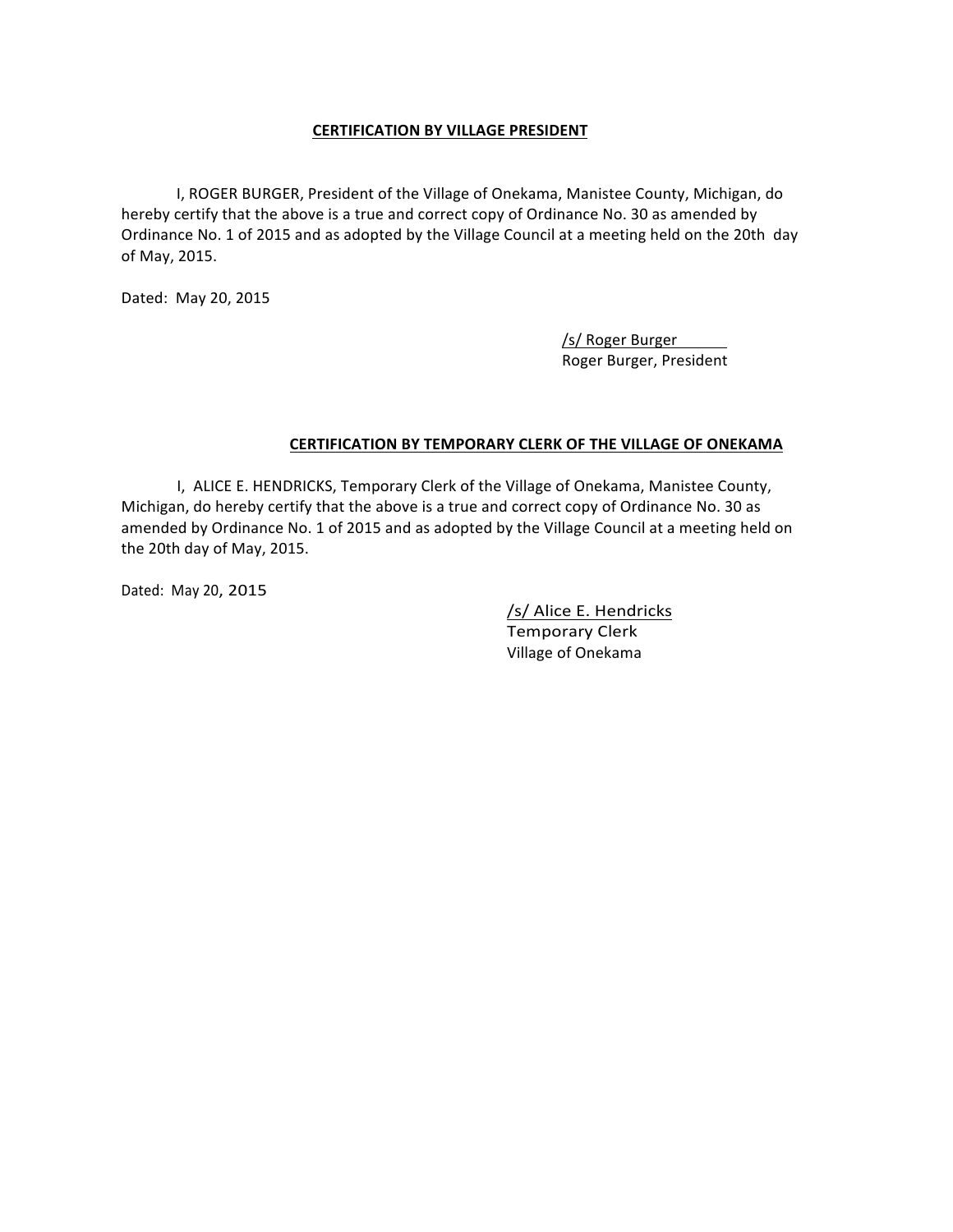**CERTIFICATION BY VILLAGE PRESIDENT**

I, ROGER BURGER, President of the Village of Onekama, Manistee County, Michigan, do hereby certify that the above is a true and correct copy of Ordinance No. 30 as amended by Ordinance No. 1 of 2015 and as adopted by the Village Council at a meeting held on the 20th day of May, 2015.

Dated: May 20, 2015

/s/ Roger Burger
Roger Burger, President

**CERTIFICATION BY TEMPORARY CLERK OF THE VILLAGE OF ONEKAMA**

I, ALICE E. HENDRICKS, Temporary Clerk of the Village of Onekama, Manistee County, Michigan, do hereby certify that the above is a true and correct copy of Ordinance No. 30 as amended by Ordinance No. 1 of 2015 and as adopted by the Village Council at a meeting held on the 20th day of May, 2015.

Dated: May 20, 2015

/s/ Alice E. Hendricks
Temporary Clerk
Village of Onekama